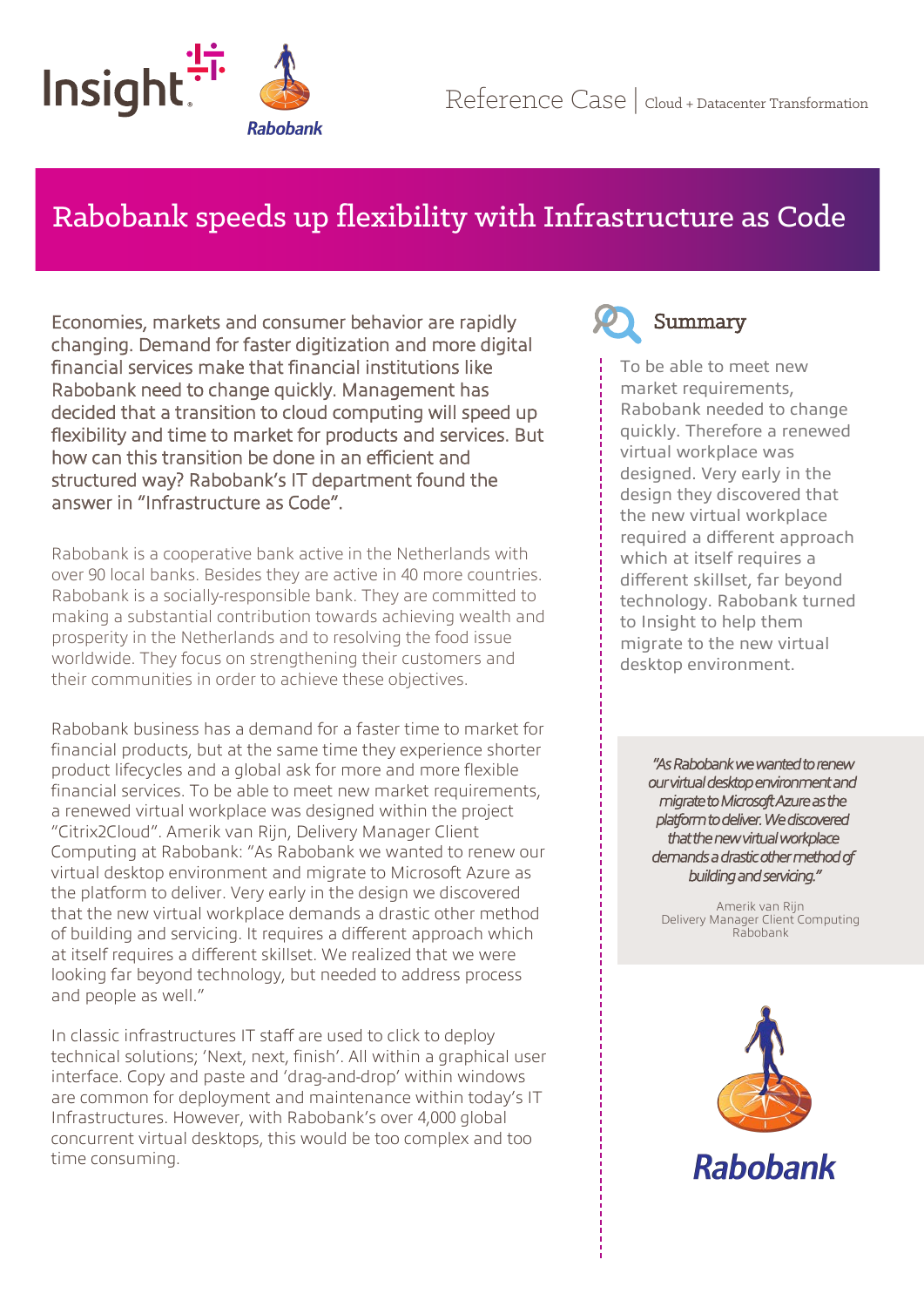Reference Case | Cloud + Datacenter Transformation

# Rabobank speeds up flexibility with Infrastructure as Code

Economies, markets and consumer behavior are rapidly changing. Demand for faster digitization and more digital financial services make that financial institutions like Rabobank need to change quickly. Management has decided that a transition to cloud computing will speed up flexibility and time to market for products and services. But how can this transition be done in an efficient and structured way? Rabobank's IT department found the answer in "Infrastructure as Code".

Rabobank is a cooperative bank active in the Netherlands with over 90 local banks. Besides they are active in 40 more countries. Rabobank is a socially-responsible bank. They are committed to making a substantial contribution towards achieving wealth and prosperity in the Netherlands and to resolving the food issue worldwide. They focus on strengthening their customers and their communities in order to achieve these objectives.

Rabobank business has a demand for a faster time to market for financial products, but at the same time they experience shorter product lifecycles and a global ask for more and more flexible financial services. To be able to meet new market requirements, a renewed virtual workplace was designed within the project "Citrix2Cloud". Amerik van Rijn, Delivery Manager Client Computing at Rabobank: "As Rabobank we wanted to renew our virtual desktop environment and migrate to Microsoft Azure as the platform to deliver. Very early in the design we discovered that the new virtual workplace demands a drastic other method of building and servicing. It requires a different approach which at itself requires a different skillset. We realized that we were looking far beyond technology, but needed to address process and people as well."

In classic infrastructures IT staff are used to click to deploy technical solutions; 'Next, next, finish'. All within a graphical user interface. Copy and paste and 'drag-and-drop' within windows are common for deployment and maintenance within today's IT Infrastructures. However, with Rabobank's over 4,000 global concurrent virtual desktops, this would be too complex and too time consuming.

## Summary

To be able to meet new market requirements, Rabobank needed to change quickly. Therefore a renewed virtual workplace was designed. Very early in the design they discovered that the new virtual workplace required a different approach which at itself requires a different skillset, far beyond technology. Rabobank turned to Insight to help them migrate to the new virtual desktop environment.

> *"As Rabobank we wanted to renew our virtual desktop environment and migrate to Microsoft Azure as the platform to deliver. We discovered that the new virtual workplace demands a drastic other method of building and servicing."*
>
> Amerik van Rijn
> Delivery Manager Client Computing
> Rabobank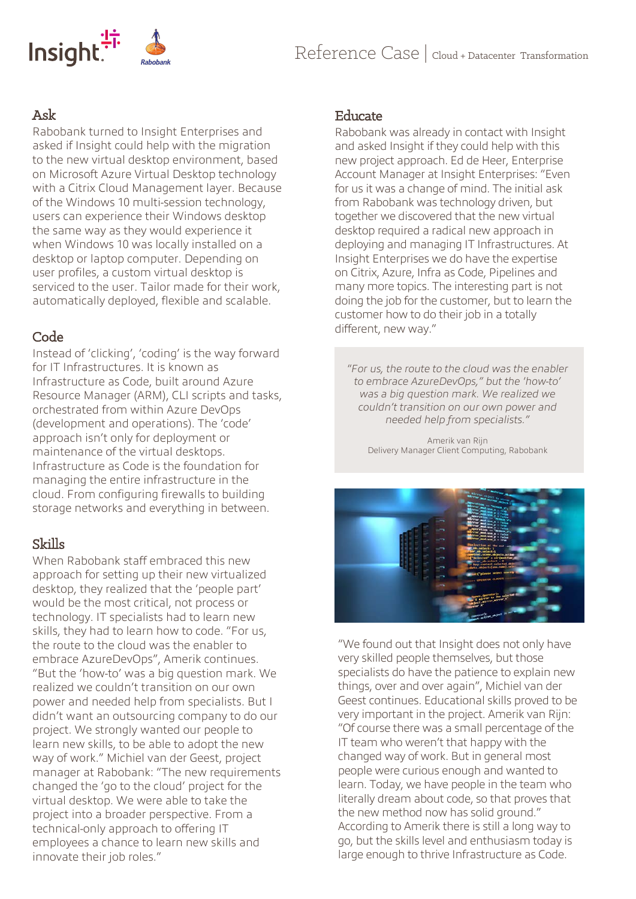## Ask

Rabobank turned to Insight Enterprises and asked if Insight could help with the migration to the new virtual desktop environment, based on Microsoft Azure Virtual Desktop technology with a Citrix Cloud Management layer. Because of the Windows 10 multi-session technology, users can experience their Windows desktop the same way as they would experience it when Windows 10 was locally installed on a desktop or laptop computer. Depending on user profiles, a custom virtual desktop is serviced to the user. Tailor made for their work, automatically deployed, flexible and scalable.

## Code

Instead of 'clicking', 'coding' is the way forward for IT Infrastructures. It is known as Infrastructure as Code, built around Azure Resource Manager (ARM), CLI scripts and tasks, orchestrated from within Azure DevOps (development and operations). The 'code' approach isn't only for deployment or maintenance of the virtual desktops. Infrastructure as Code is the foundation for managing the entire infrastructure in the cloud. From configuring firewalls to building storage networks and everything in between.

## Skills

When Rabobank staff embraced this new approach for setting up their new virtualized desktop, they realized that the 'people part' would be the most critical, not process or technology. IT specialists had to learn new skills, they had to learn how to code. "For us, the route to the cloud was the enabler to embrace AzureDevOps", Amerik continues. "But the 'how-to' was a big question mark. We realized we couldn't transition on our own power and needed help from specialists. But I didn't want an outsourcing company to do our project. We strongly wanted our people to learn new skills, to be able to adopt the new way of work." Michiel van der Geest, project manager at Rabobank: "The new requirements changed the 'go to the cloud' project for the virtual desktop. We were able to take the project into a broader perspective. From a technical-only approach to offering IT employees a chance to learn new skills and innovate their job roles."

## Educate

Rabobank was already in contact with Insight and asked Insight if they could help with this new project approach. Ed de Heer, Enterprise Account Manager at Insight Enterprises: "Even for us it was a change of mind. The initial ask from Rabobank was technology driven, but together we discovered that the new virtual desktop required a radical new approach in deploying and managing IT Infrastructures. At Insight Enterprises we do have the expertise on Citrix, Azure, Infra as Code, Pipelines and many more topics. The interesting part is not doing the job for the customer, but to learn the customer how to do their job in a totally different, new way."

> *"For us, the route to the cloud was the enabler to embrace AzureDevOps," but the 'how-to' was a big question mark. We realized we couldn't transition on our own power and needed help from specialists."*
>
> Amerik van Rijn
> Delivery Manager Client Computing, Rabobank

"We found out that Insight does not only have very skilled people themselves, but those specialists do have the patience to explain new things, over and over again", Michiel van der Geest continues. Educational skills proved to be very important in the project. Amerik van Rijn: "Of course there was a small percentage of the IT team who weren't that happy with the changed way of work. But in general most people were curious enough and wanted to learn. Today, we have people in the team who literally dream about code, so that proves that the new method now has solid ground." According to Amerik there is still a long way to go, but the skills level and enthusiasm today is large enough to thrive Infrastructure as Code.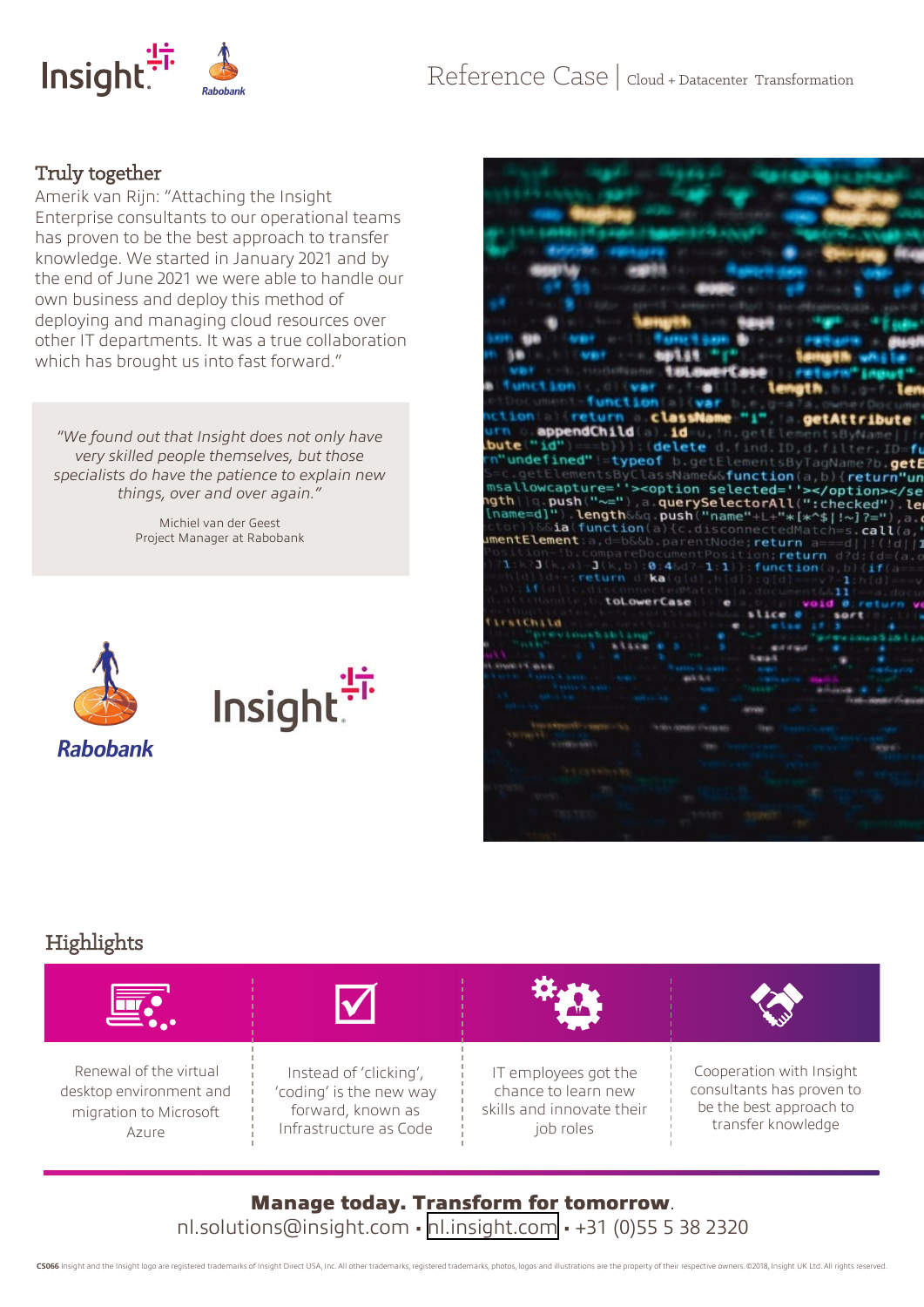## Truly together

Amerik van Rijn: "Attaching the Insight Enterprise consultants to our operational teams has proven to be the best approach to transfer knowledge. We started in January 2021 and by the end of June 2021 we were able to handle our own business and deploy this method of deploying and managing cloud resources over other IT departments. It was a true collaboration which has brought us into fast forward."

> *"We found out that Insight does not only have very skilled people themselves, but those specialists do have the patience to explain new things, over and over again."*
>
> Michiel van der Geest
> Project Manager at Rabobank

## Highlights

| | | | |
|---|---|---|---|
| Renewal of the virtual desktop environment and migration to Microsoft Azure | Instead of 'clicking', 'coding' is the new way forward, known as Infrastructure as Code | IT employees got the chance to learn new skills and innovate their job roles | Cooperation with Insight consultants has proven to be the best approach to transfer knowledge |

**Manage today. Transform for tomorrow.**

nl.solutions@insight.com • nl.insight.com • +31 (0)55 5 38 2320

CS066 Insight and the Insight logo are registered trademarks of Insight Direct USA, Inc. All other trademarks, registered trademarks, photos, logos and illustrations are the property of their respective owners. ©2018, Insight UK Ltd. All rights reserved.